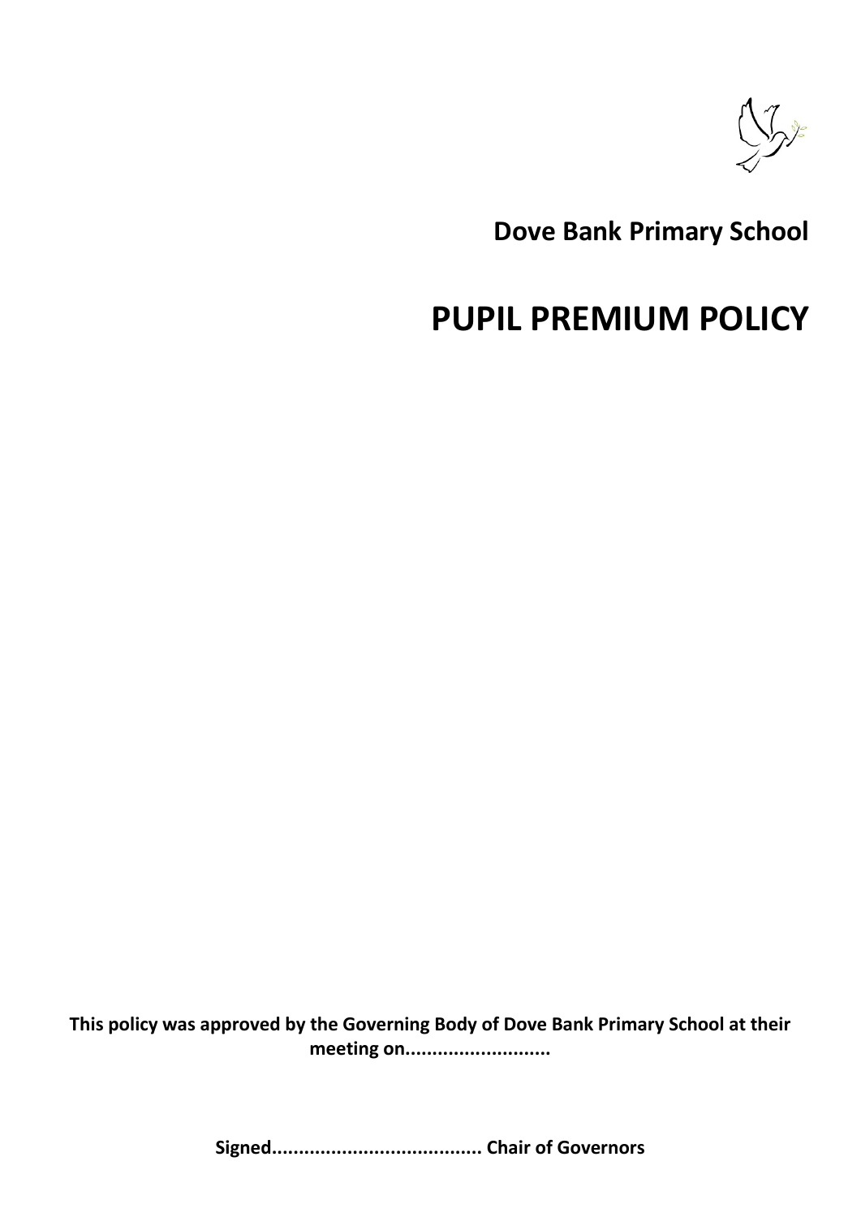**Dove Bank Primary School**

# PUPIL PREMIUM POLICY

**This policy was approved by the Governing Body of Dove Bank Primary School at their meeting on..........................**

**Signed...................................... Chair of Governors**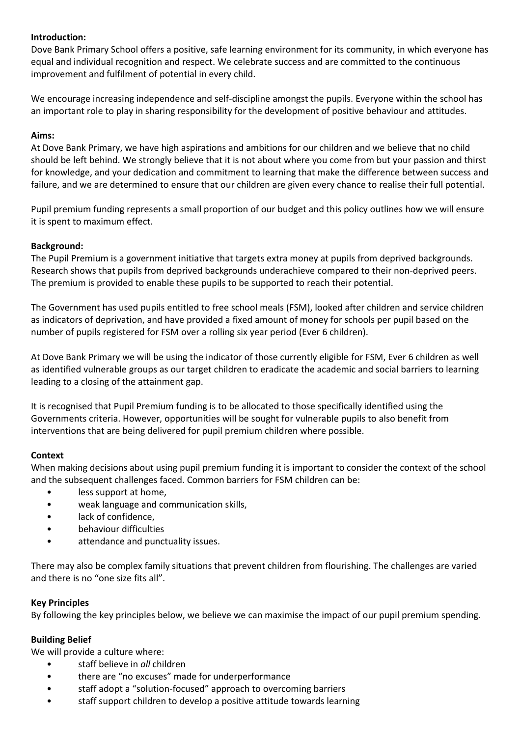**Introduction:**
Dove Bank Primary School offers a positive, safe learning environment for its community, in which everyone has equal and individual recognition and respect. We celebrate success and are committed to the continuous improvement and fulfilment of potential in every child.

We encourage increasing independence and self-discipline amongst the pupils. Everyone within the school has an important role to play in sharing responsibility for the development of positive behaviour and attitudes.

**Aims:**
At Dove Bank Primary, we have high aspirations and ambitions for our children and we believe that no child should be left behind. We strongly believe that it is not about where you come from but your passion and thirst for knowledge, and your dedication and commitment to learning that make the difference between success and failure, and we are determined to ensure that our children are given every chance to realise their full potential.

Pupil premium funding represents a small proportion of our budget and this policy outlines how we will ensure it is spent to maximum effect.

**Background:**
The Pupil Premium is a government initiative that targets extra money at pupils from deprived backgrounds. Research shows that pupils from deprived backgrounds underachieve compared to their non-deprived peers. The premium is provided to enable these pupils to be supported to reach their potential.

The Government has used pupils entitled to free school meals (FSM), looked after children and service children as indicators of deprivation, and have provided a fixed amount of money for schools per pupil based on the number of pupils registered for FSM over a rolling six year period (Ever 6 children).

At Dove Bank Primary we will be using the indicator of those currently eligible for FSM, Ever 6 children as well as identified vulnerable groups as our target children to eradicate the academic and social barriers to learning leading to a closing of the attainment gap.

It is recognised that Pupil Premium funding is to be allocated to those specifically identified using the Governments criteria. However, opportunities will be sought for vulnerable pupils to also benefit from interventions that are being delivered for pupil premium children where possible.

**Context**
When making decisions about using pupil premium funding it is important to consider the context of the school and the subsequent challenges faced. Common barriers for FSM children can be:

- less support at home,
- weak language and communication skills,
- lack of confidence,
- behaviour difficulties
- attendance and punctuality issues.

There may also be complex family situations that prevent children from flourishing. The challenges are varied and there is no "one size fits all".

**Key Principles**
By following the key principles below, we believe we can maximise the impact of our pupil premium spending.

**Building Belief**
We will provide a culture where:

- staff believe in *all* children
- there are "no excuses" made for underperformance
- staff adopt a "solution-focused" approach to overcoming barriers
- staff support children to develop a positive attitude towards learning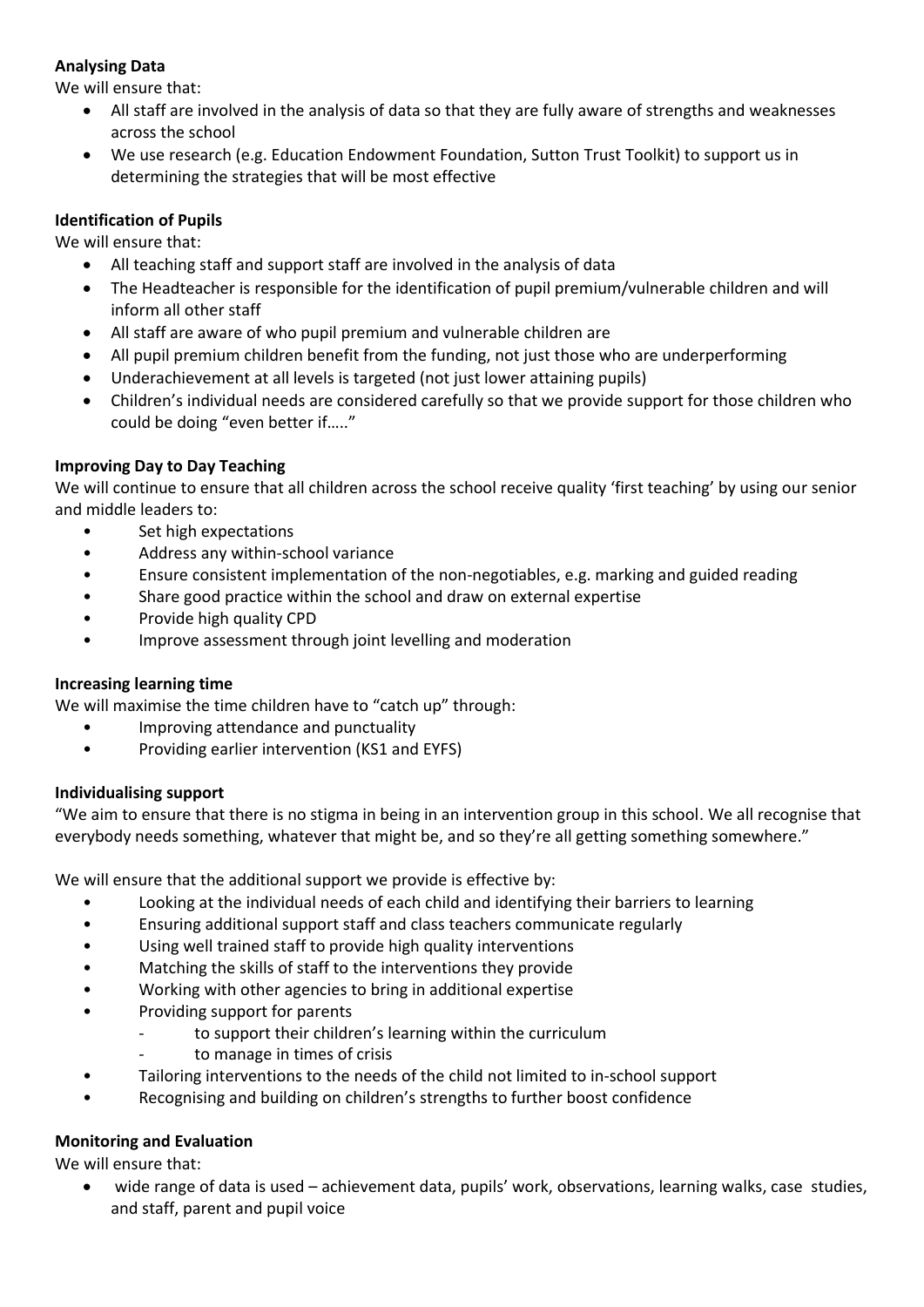**Analysing Data**

We will ensure that:

- All staff are involved in the analysis of data so that they are fully aware of strengths and weaknesses across the school
- We use research (e.g. Education Endowment Foundation, Sutton Trust Toolkit) to support us in determining the strategies that will be most effective

**Identification of Pupils**

We will ensure that:

- All teaching staff and support staff are involved in the analysis of data
- The Headteacher is responsible for the identification of pupil premium/vulnerable children and will inform all other staff
- All staff are aware of who pupil premium and vulnerable children are
- All pupil premium children benefit from the funding, not just those who are underperforming
- Underachievement at all levels is targeted (not just lower attaining pupils)
- Children's individual needs are considered carefully so that we provide support for those children who could be doing "even better if….."

**Improving Day to Day Teaching**

We will continue to ensure that all children across the school receive quality 'first teaching' by using our senior and middle leaders to:

- Set high expectations
- Address any within-school variance
- Ensure consistent implementation of the non-negotiables, e.g. marking and guided reading
- Share good practice within the school and draw on external expertise
- Provide high quality CPD
- Improve assessment through joint levelling and moderation

**Increasing learning time**

We will maximise the time children have to "catch up" through:

- Improving attendance and punctuality
- Providing earlier intervention (KS1 and EYFS)

**Individualising support**

"We aim to ensure that there is no stigma in being in an intervention group in this school. We all recognise that everybody needs something, whatever that might be, and so they're all getting something somewhere."

We will ensure that the additional support we provide is effective by:

- Looking at the individual needs of each child and identifying their barriers to learning
- Ensuring additional support staff and class teachers communicate regularly
- Using well trained staff to provide high quality interventions
- Matching the skills of staff to the interventions they provide
- Working with other agencies to bring in additional expertise
- Providing support for parents
  - to support their children's learning within the curriculum
  - to manage in times of crisis
- Tailoring interventions to the needs of the child not limited to in-school support
- Recognising and building on children's strengths to further boost confidence

**Monitoring and Evaluation**

We will ensure that:

- wide range of data is used – achievement data, pupils' work, observations, learning walks, case studies, and staff, parent and pupil voice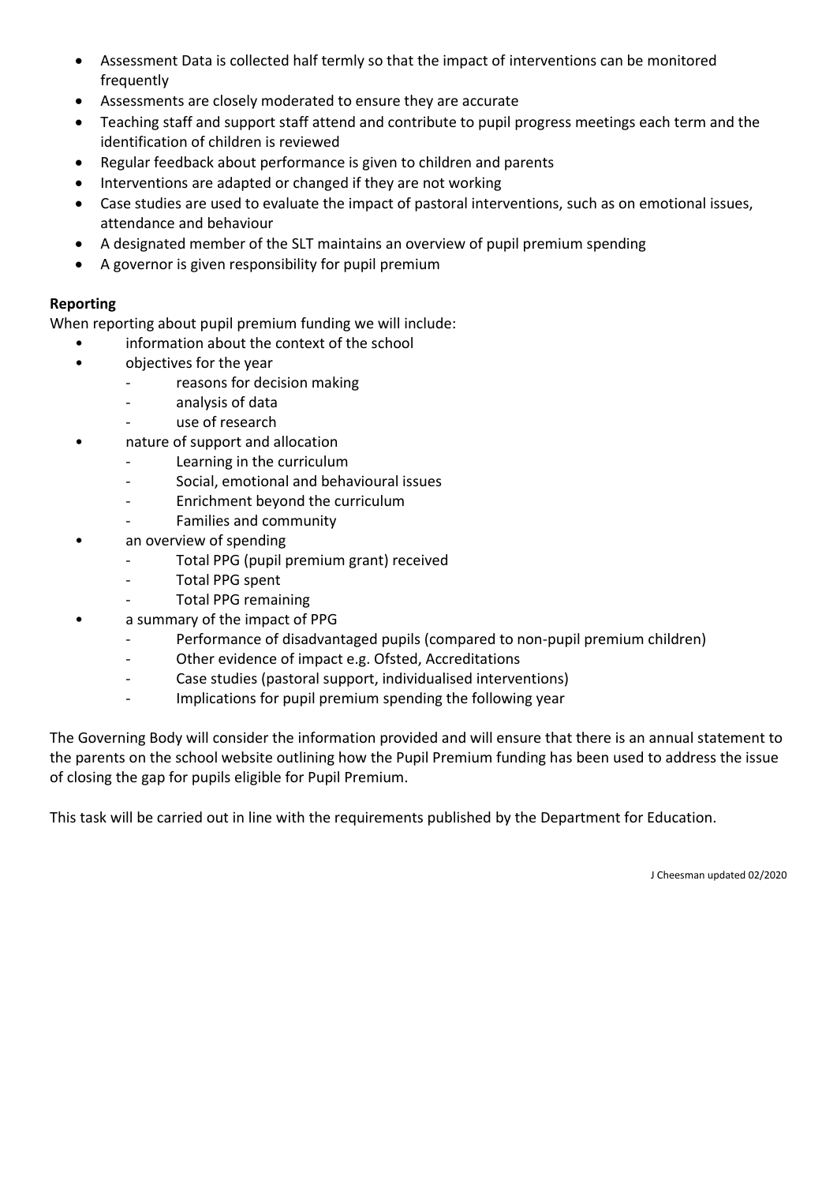- Assessment Data is collected half termly so that the impact of interventions can be monitored frequently
- Assessments are closely moderated to ensure they are accurate
- Teaching staff and support staff attend and contribute to pupil progress meetings each term and the identification of children is reviewed
- Regular feedback about performance is given to children and parents
- Interventions are adapted or changed if they are not working
- Case studies are used to evaluate the impact of pastoral interventions, such as on emotional issues, attendance and behaviour
- A designated member of the SLT maintains an overview of pupil premium spending
- A governor is given responsibility for pupil premium

**Reporting**

When reporting about pupil premium funding we will include:

- information about the context of the school
- objectives for the year
  - reasons for decision making
  - analysis of data
  - use of research
- nature of support and allocation
  - Learning in the curriculum
  - Social, emotional and behavioural issues
  - Enrichment beyond the curriculum
  - Families and community
- an overview of spending
  - Total PPG (pupil premium grant) received
  - Total PPG spent
  - Total PPG remaining
- a summary of the impact of PPG
  - Performance of disadvantaged pupils (compared to non-pupil premium children)
  - Other evidence of impact e.g. Ofsted, Accreditations
  - Case studies (pastoral support, individualised interventions)
  - Implications for pupil premium spending the following year

The Governing Body will consider the information provided and will ensure that there is an annual statement to the parents on the school website outlining how the Pupil Premium funding has been used to address the issue of closing the gap for pupils eligible for Pupil Premium.

This task will be carried out in line with the requirements published by the Department for Education.

J Cheesman updated 02/2020